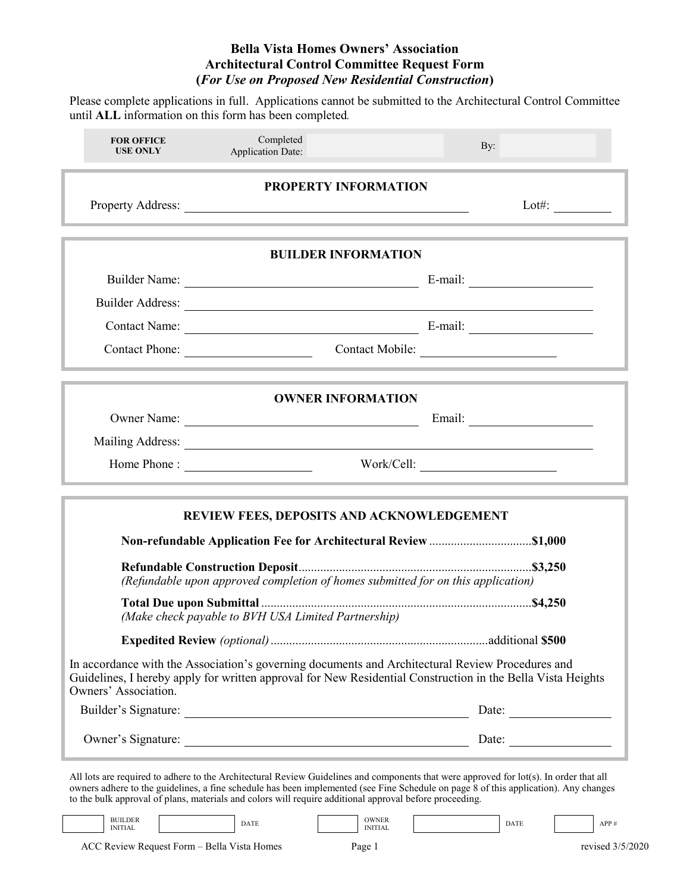# Bella Vista Homes Owners' Association
## Architectural Control Committee Request Form
### (*For Use on Proposed New Residential Construction*)

Please complete applications in full. Applications cannot be submitted to the Architectural Control Committee until **ALL** information on this form has been completed.

| **FOR OFFICE USE ONLY** | Completed Application Date: | | By: | |
|---|---|---|---|---|

### PROPERTY INFORMATION

Property Address: ______________________________ Lot#: __________

### BUILDER INFORMATION

Builder Name: ______________________________ E-mail: ____________________

Builder Address: ______________________________________________________

Contact Name: ______________________________ E-mail: ____________________

Contact Phone: ____________________ Contact Mobile: ____________________

### OWNER INFORMATION

Owner Name: ______________________________ Email: ____________________

Mailing Address: ______________________________________________________

Home Phone : ____________________ Work/Cell: ____________________

### REVIEW FEES, DEPOSITS AND ACKNOWLEDGEMENT

**Non-refundable Application Fee for Architectural Review** ................................**$1,000**

**Refundable Construction Deposit**..........................................................................**$3,250**
*(Refundable upon approved completion of homes submitted for on this application)*

**Total Due upon Submittal** ......................................................................................**$4,250**
*(Make check payable to BVH USA Limited Partnership)*

**Expedited Review** *(optional)* .....................................................................additional **$500**

In accordance with the Association's governing documents and Architectural Review Procedures and Guidelines, I hereby apply for written approval for New Residential Construction in the Bella Vista Heights Owners' Association.

Builder's Signature: ______________________________ Date: ______________

Owner's Signature: ______________________________ Date: ______________

All lots are required to adhere to the Architectural Review Guidelines and components that were approved for lot(s). In order that all owners adhere to the guidelines, a fine schedule has been implemented (see Fine Schedule on page 8 of this application). Any changes to the bulk approval of plans, materials and colors will require additional approval before proceeding.

| | BUILDER INITIAL | | DATE | | OWNER INITIAL | | DATE | | APP # |
|---|---|---|---|---|---|---|---|---|---|

ACC Review Request Form – Bella Vista Homes — revised 3/5/2020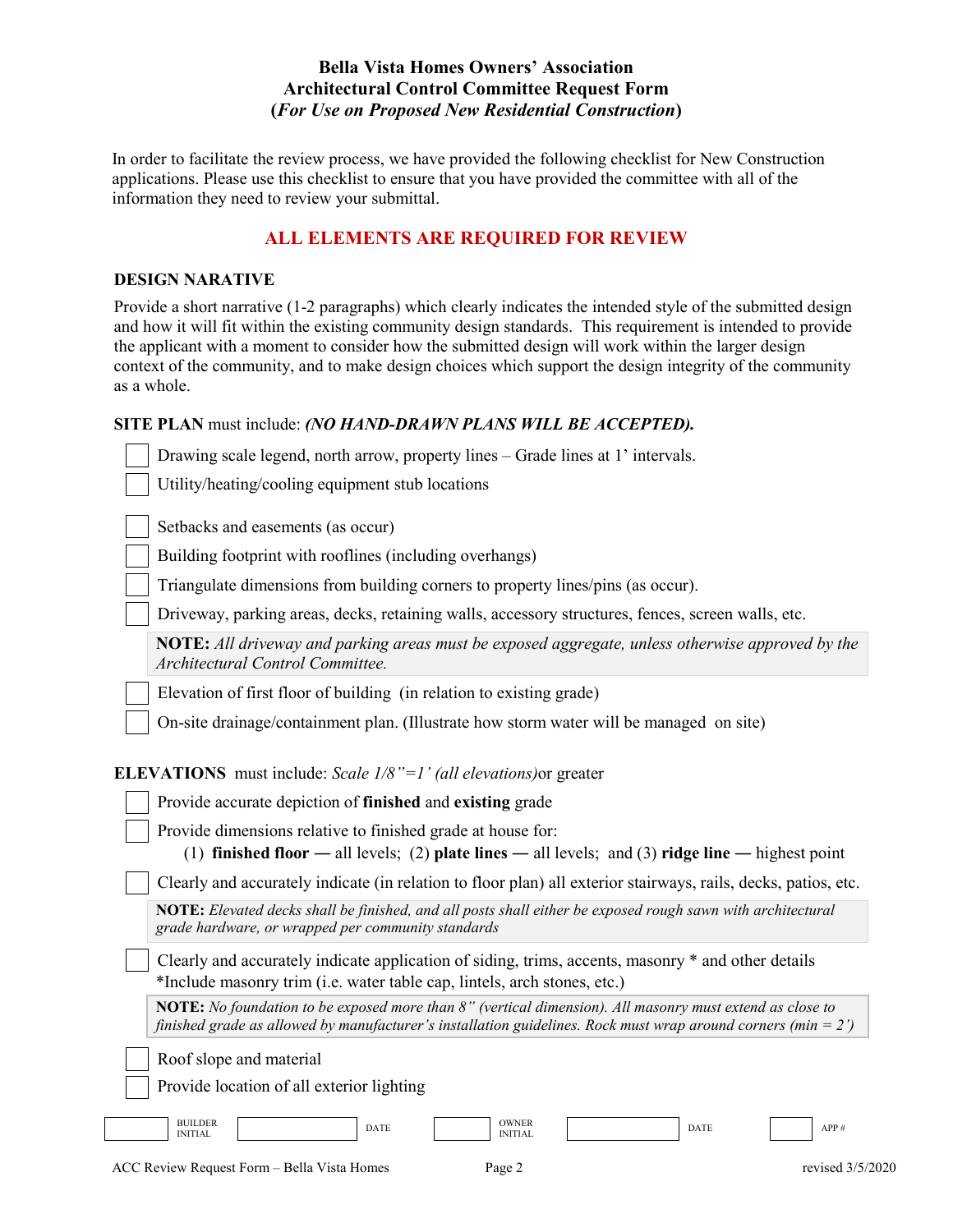**Bella Vista Homes Owners' Association**
**Architectural Control Committee Request Form**
**(*For Use on Proposed New Residential Construction*)**

In order to facilitate the review process, we have provided the following checklist for New Construction applications. Please use this checklist to ensure that you have provided the committee with all of the information they need to review your submittal.

**ALL ELEMENTS ARE REQUIRED FOR REVIEW**

### DESIGN NARRATIVE

Provide a short narrative (1-2 paragraphs) which clearly indicates the intended style of the submitted design and how it will fit within the existing community design standards. This requirement is intended to provide the applicant with a moment to consider how the submitted design will work within the larger design context of the community, and to make design choices which support the design integrity of the community as a whole.

**SITE PLAN** must include: ***(NO HAND-DRAWN PLANS WILL BE ACCEPTED).***

- [ ] Drawing scale legend, north arrow, property lines – Grade lines at 1' intervals.
- [ ] Utility/heating/cooling equipment stub locations
- [ ] Setbacks and easements (as occur)
- [ ] Building footprint with rooflines (including overhangs)
- [ ] Triangulate dimensions from building corners to property lines/pins (as occur).
- [ ] Driveway, parking areas, decks, retaining walls, accessory structures, fences, screen walls, etc.

> **NOTE:** *All driveway and parking areas must be exposed aggregate, unless otherwise approved by the Architectural Control Committee.*

- [ ] Elevation of first floor of building (in relation to existing grade)
- [ ] On-site drainage/containment plan. (Illustrate how storm water will be managed on site)

**ELEVATIONS** must include: *Scale 1/8"=1' (all elevations)*or greater

- [ ] Provide accurate depiction of **finished** and **existing** grade
- [ ] Provide dimensions relative to finished grade at house for:
  (1) **finished floor —** all levels; (2) **plate lines —** all levels; and (3) **ridge line —** highest point
- [ ] Clearly and accurately indicate (in relation to floor plan) all exterior stairways, rails, decks, patios, etc.

> **NOTE:** *Elevated decks shall be finished, and all posts shall either be exposed rough sawn with architectural grade hardware, or wrapped per community standards*

- [ ] Clearly and accurately indicate application of siding, trims, accents, masonry * and other details
  *Include masonry trim (i.e. water table cap, lintels, arch stones, etc.)

> **NOTE:** *No foundation to be exposed more than 8" (vertical dimension). All masonry must extend as close to finished grade as allowed by manufacturer's installation guidelines. Rock must wrap around corners (min = 2')*

- [ ] Roof slope and material
- [ ] Provide location of all exterior lighting

| | BUILDER INITIAL | | DATE | | OWNER INITIAL | | DATE | | APP # |
|---|---|---|---|---|---|---|---|---|---|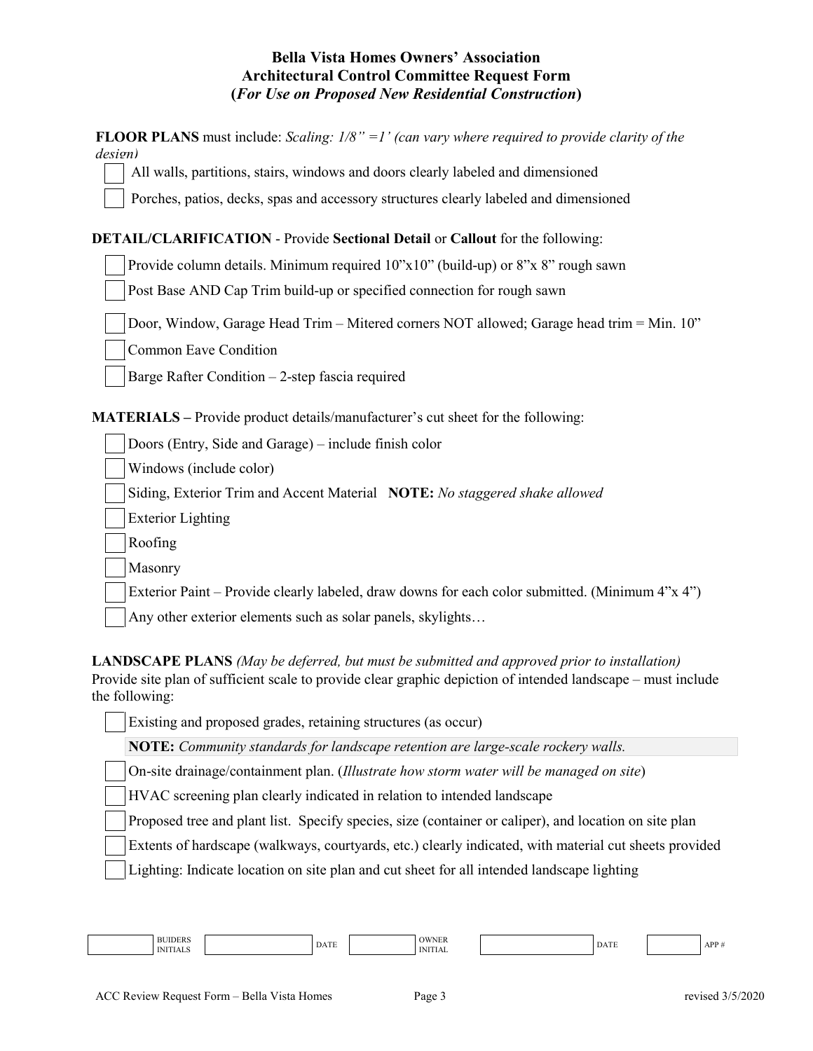**Bella Vista Homes Owners' Association**
**Architectural Control Committee Request Form**
**(*For Use on Proposed New Residential Construction*)**

**FLOOR PLANS** must include: *Scaling: 1/8" =1' (can vary where required to provide clarity of the design)*

- [ ] All walls, partitions, stairs, windows and doors clearly labeled and dimensioned
- [ ] Porches, patios, decks, spas and accessory structures clearly labeled and dimensioned

**DETAIL/CLARIFICATION** - Provide **Sectional Detail** or **Callout** for the following:

- [ ] Provide column details. Minimum required 10"x10" (build-up) or 8"x 8" rough sawn
- [ ] Post Base AND Cap Trim build-up or specified connection for rough sawn
- [ ] Door, Window, Garage Head Trim – Mitered corners NOT allowed; Garage head trim = Min. 10"
- [ ] Common Eave Condition
- [ ] Barge Rafter Condition – 2-step fascia required

**MATERIALS –** Provide product details/manufacturer's cut sheet for the following:

- [ ] Doors (Entry, Side and Garage) – include finish color
- [ ] Windows (include color)
- [ ] Siding, Exterior Trim and Accent Material **NOTE:** *No staggered shake allowed*
- [ ] Exterior Lighting
- [ ] Roofing
- [ ] Masonry
- [ ] Exterior Paint – Provide clearly labeled, draw downs for each color submitted. (Minimum 4"x 4")
- [ ] Any other exterior elements such as solar panels, skylights…

**LANDSCAPE PLANS** *(May be deferred, but must be submitted and approved prior to installation)*
Provide site plan of sufficient scale to provide clear graphic depiction of intended landscape – must include the following:

- [ ] Existing and proposed grades, retaining structures (as occur)

  **NOTE:** *Community standards for landscape retention are large-scale rockery walls.*

- [ ] On-site drainage/containment plan. (*Illustrate how storm water will be managed on site*)
- [ ] HVAC screening plan clearly indicated in relation to intended landscape
- [ ] Proposed tree and plant list. Specify species, size (container or caliper), and location on site plan
- [ ] Extents of hardscape (walkways, courtyards, etc.) clearly indicated, with material cut sheets provided
- [ ] Lighting: Indicate location on site plan and cut sheet for all intended landscape lighting

| | BUIDERS INITIALS | | DATE | | OWNER INITIAL | | DATE | | APP # |
|---|---|---|---|---|---|---|---|---|---|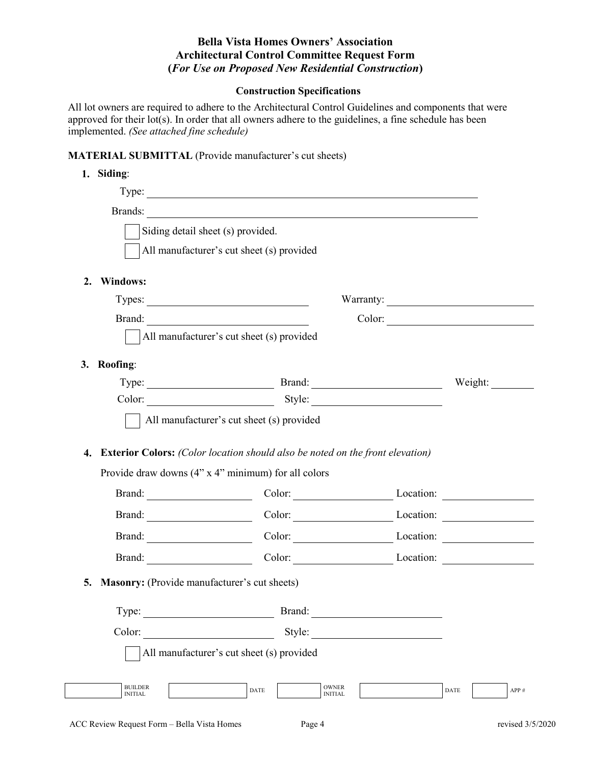**Bella Vista Homes Owners' Association**
**Architectural Control Committee Request Form**
**(*For Use on Proposed New Residential Construction*)**

**Construction Specifications**

All lot owners are required to adhere to the Architectural Control Guidelines and components that were approved for their lot(s). In order that all owners adhere to the guidelines, a fine schedule has been implemented. *(See attached fine schedule)*

**MATERIAL SUBMITTAL** (Provide manufacturer's cut sheets)

1. **Siding**:

   Type: ______________________________

   Brands: ______________________________

   ☐ Siding detail sheet (s) provided.

   ☐ All manufacturer's cut sheet (s) provided

2. **Windows:**

   Types: ______________ Warranty: ______________

   Brand: ______________ Color: ______________

   ☐ All manufacturer's cut sheet (s) provided

3. **Roofing**:

   Type: ______________ Brand: ______________ Weight: ________

   Color: ______________ Style: ______________

   ☐ All manufacturer's cut sheet (s) provided

4. **Exterior Colors:** *(Color location should also be noted on the front elevation)*

   Provide draw downs (4" x 4" minimum) for all colors

   Brand: ______________ Color: ______________ Location: ______________

   Brand: ______________ Color: ______________ Location: ______________

   Brand: ______________ Color: ______________ Location: ______________

   Brand: ______________ Color: ______________ Location: ______________

5. **Masonry:** (Provide manufacturer's cut sheets)

   Type: ______________ Brand: ______________

   Color: ______________ Style: ______________

   ☐ All manufacturer's cut sheet (s) provided

| | BUILDER INITIAL | | DATE | | OWNER INITIAL | | DATE | | APP # |
|---|---|---|---|---|---|---|---|---|---|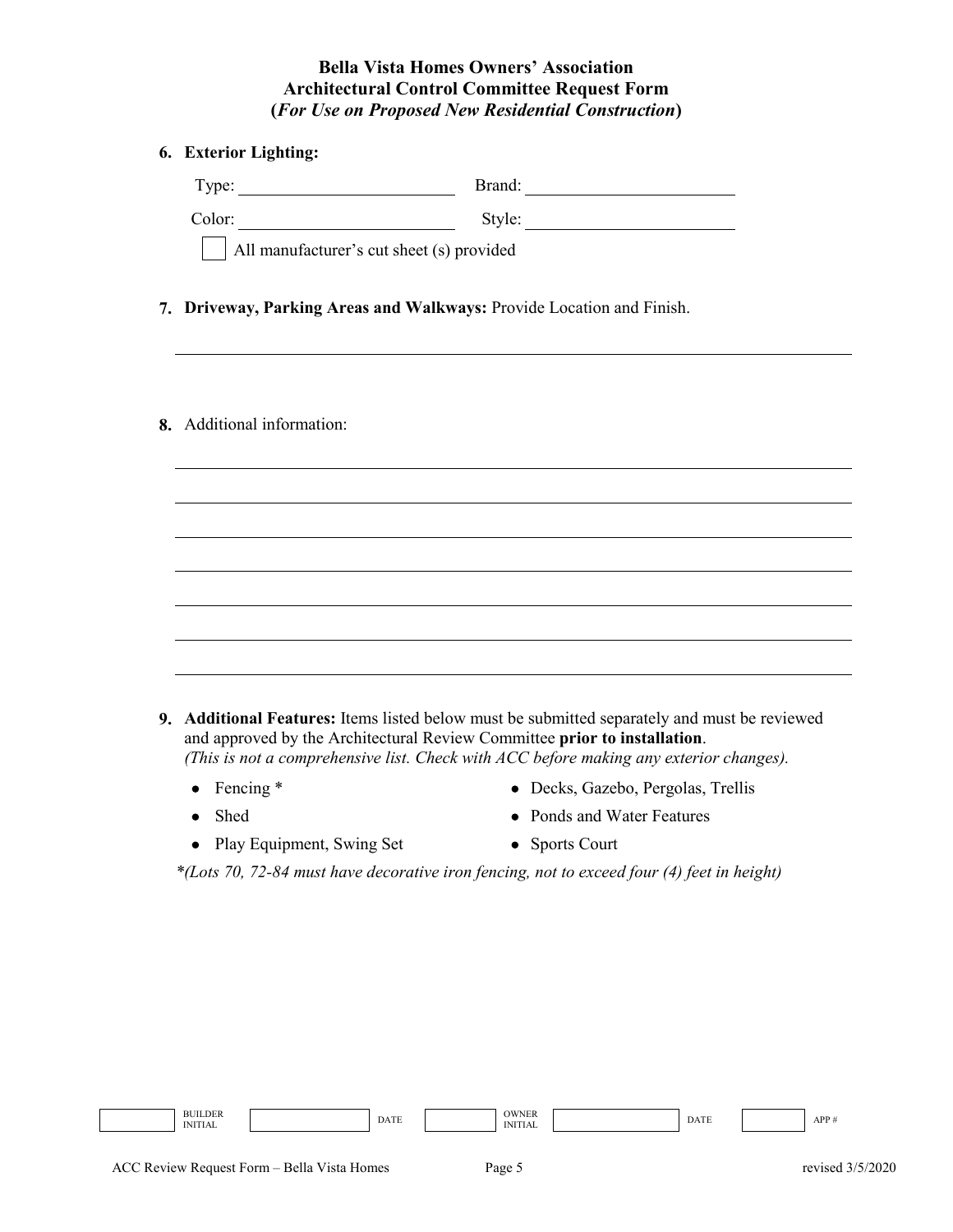**Bella Vista Homes Owners' Association**
**Architectural Control Committee Request Form**
**(*For Use on Proposed New Residential Construction*)**

6. **Exterior Lighting:**

   Type: ______________________ Brand: ______________________

   Color: ______________________ Style: ______________________

   ☐ All manufacturer's cut sheet (s) provided

7. **Driveway, Parking Areas and Walkways:** Provide Location and Finish.

   ___________________________________________________________________

8. Additional information:

   ___________________________________________________________________

   ___________________________________________________________________

   ___________________________________________________________________

   ___________________________________________________________________

   ___________________________________________________________________

   ___________________________________________________________________

   ___________________________________________________________________

9. **Additional Features:** Items listed below must be submitted separately and must be reviewed and approved by the Architectural Review Committee **prior to installation**.
   *(This is not a comprehensive list. Check with ACC before making any exterior changes).*

   - Fencing *
   - Shed
   - Play Equipment, Swing Set
   - Decks, Gazebo, Pergolas, Trellis
   - Ponds and Water Features
   - Sports Court

   *\*(Lots 70, 72-84 must have decorative iron fencing, not to exceed four (4) feet in height)*

| | BUILDER INITIAL | | DATE | | OWNER INITIAL | | DATE | | APP # |
|---|---|---|---|---|---|---|---|---|---|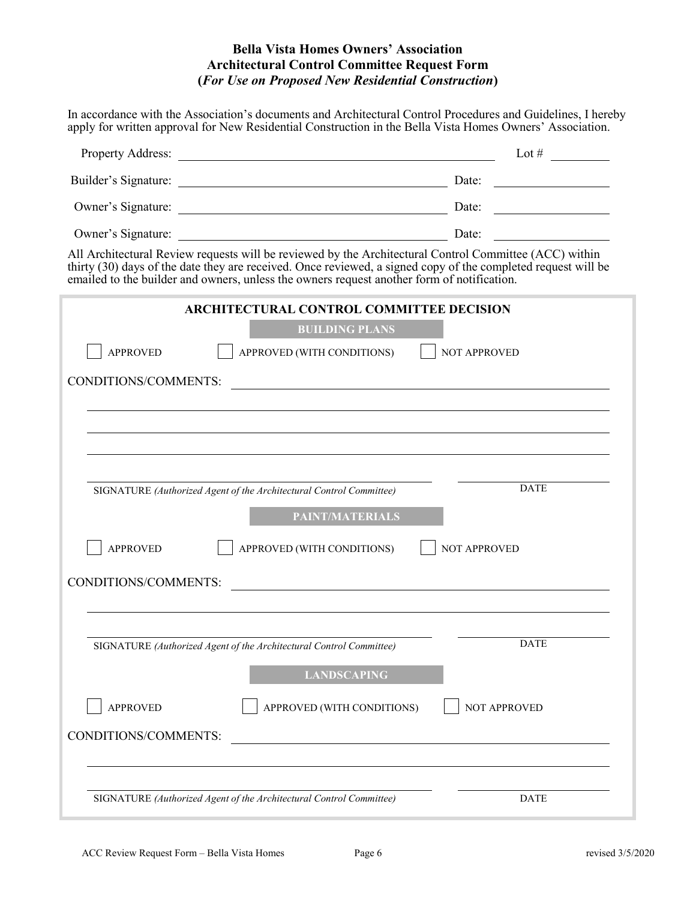# Bella Vista Homes Owners' Association
# Architectural Control Committee Request Form
# (*For Use on Proposed New Residential Construction*)

In accordance with the Association's documents and Architectural Control Procedures and Guidelines, I hereby apply for written approval for New Residential Construction in the Bella Vista Homes Owners' Association.

Property Address: ______________________________________________ Lot # _________

Builder's Signature: ________________________________________ Date: ________________

Owner's Signature: ________________________________________ Date: ________________

Owner's Signature: ________________________________________ Date: ________________

All Architectural Review requests will be reviewed by the Architectural Control Committee (ACC) within thirty (30) days of the date they are received. Once reviewed, a signed copy of the completed request will be emailed to the builder and owners, unless the owners request another form of notification.

## ARCHITECTURAL CONTROL COMMITTEE DECISION

### BUILDING PLANS

☐ APPROVED ☐ APPROVED (WITH CONDITIONS) ☐ NOT APPROVED

CONDITIONS/COMMENTS: ______________________________________________

______________________________________________________________________

______________________________________________________________________

______________________________________________________________________

______________________________________________ ____________________

SIGNATURE *(Authorized Agent of the Architectural Control Committee)* DATE

### PAINT/MATERIALS

☐ APPROVED ☐ APPROVED (WITH CONDITIONS) ☐ NOT APPROVED

CONDITIONS/COMMENTS: ______________________________________________

______________________________________________________________________

______________________________________________ ____________________

SIGNATURE *(Authorized Agent of the Architectural Control Committee)* DATE

### LANDSCAPING

☐ APPROVED ☐ APPROVED (WITH CONDITIONS) ☐ NOT APPROVED

CONDITIONS/COMMENTS: ______________________________________________

______________________________________________________________________

______________________________________________ ____________________

SIGNATURE *(Authorized Agent of the Architectural Control Committee)* DATE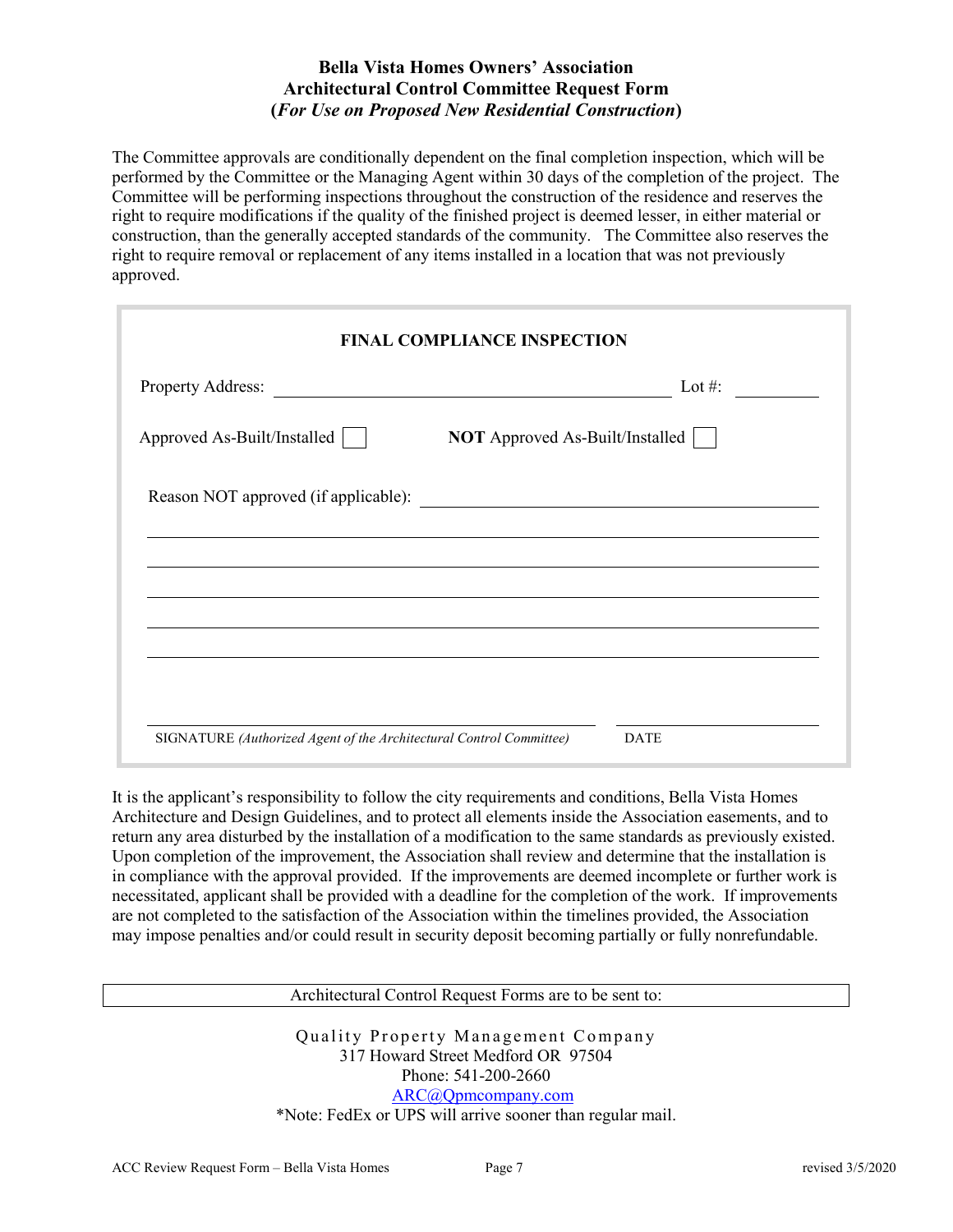**Bella Vista Homes Owners' Association**
**Architectural Control Committee Request Form**
**(*For Use on Proposed New Residential Construction*)**

The Committee approvals are conditionally dependent on the final completion inspection, which will be performed by the Committee or the Managing Agent within 30 days of the completion of the project. The Committee will be performing inspections throughout the construction of the residence and reserves the right to require modifications if the quality of the finished project is deemed lesser, in either material or construction, than the generally accepted standards of the community. The Committee also reserves the right to require removal or replacement of any items installed in a location that was not previously approved.

**FINAL COMPLIANCE INSPECTION**

Property Address: ______________________________ Lot #: __________

Approved As-Built/Installed ☐  **NOT** Approved As-Built/Installed ☐

Reason NOT approved (if applicable): ______________________________

______________________________________________________________

______________________________________________________________

______________________________________________________________

______________________________________________________________

______________________________________________________________

______________________________________________ ____________________

SIGNATURE *(Authorized Agent of the Architectural Control Committee)* DATE

It is the applicant's responsibility to follow the city requirements and conditions, Bella Vista Homes Architecture and Design Guidelines, and to protect all elements inside the Association easements, and to return any area disturbed by the installation of a modification to the same standards as previously existed. Upon completion of the improvement, the Association shall review and determine that the installation is in compliance with the approval provided. If the improvements are deemed incomplete or further work is necessitated, applicant shall be provided with a deadline for the completion of the work. If improvements are not completed to the satisfaction of the Association within the timelines provided, the Association may impose penalties and/or could result in security deposit becoming partially or fully nonrefundable.

Architectural Control Request Forms are to be sent to:

Quality Property Management Company
317 Howard Street Medford OR 97504
Phone: 541-200-2660
ARC@Qpmcompany.com
*Note: FedEx or UPS will arrive sooner than regular mail.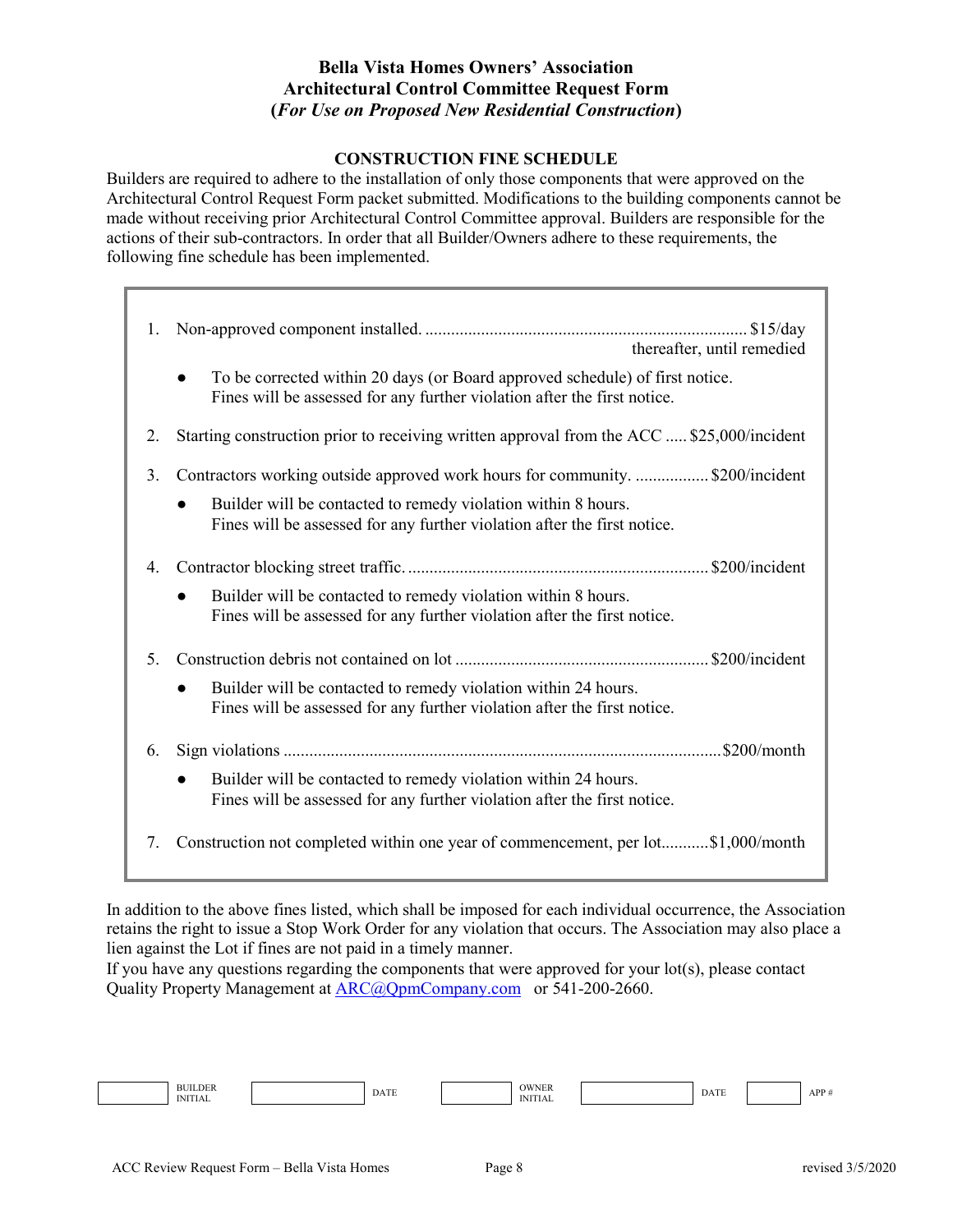# Bella Vista Homes Owners' Association
## Architectural Control Committee Request Form
## (*For Use on Proposed New Residential Construction*)

### CONSTRUCTION FINE SCHEDULE

Builders are required to adhere to the installation of only those components that were approved on the Architectural Control Request Form packet submitted. Modifications to the building components cannot be made without receiving prior Architectural Control Committee approval. Builders are responsible for the actions of their sub-contractors. In order that all Builder/Owners adhere to these requirements, the following fine schedule has been implemented.

1. Non-approved component installed. .......................................................................... $15/day thereafter, until remedied
   - To be corrected within 20 days (or Board approved schedule) of first notice. Fines will be assessed for any further violation after the first notice.
2. Starting construction prior to receiving written approval from the ACC ..... $25,000/incident
3. Contractors working outside approved work hours for community. ................. $200/incident
   - Builder will be contacted to remedy violation within 8 hours. Fines will be assessed for any further violation after the first notice.
4. Contractor blocking street traffic. ..................................................................... $200/incident
   - Builder will be contacted to remedy violation within 8 hours. Fines will be assessed for any further violation after the first notice.
5. Construction debris not contained on lot .......................................................... $200/incident
   - Builder will be contacted to remedy violation within 24 hours. Fines will be assessed for any further violation after the first notice.
6. Sign violations ...................................................................................................... $200/month
   - Builder will be contacted to remedy violation within 24 hours. Fines will be assessed for any further violation after the first notice.
7. Construction not completed within one year of commencement, per lot........... $1,000/month

In addition to the above fines listed, which shall be imposed for each individual occurrence, the Association retains the right to issue a Stop Work Order for any violation that occurs. The Association may also place a lien against the Lot if fines are not paid in a timely manner.

If you have any questions regarding the components that were approved for your lot(s), please contact Quality Property Management at ARC@QpmCompany.com or 541-200-2660.

| | BUILDER INITIAL | | DATE | | OWNER INITIAL | | DATE | | APP # |
|---|---|---|---|---|---|---|---|---|---|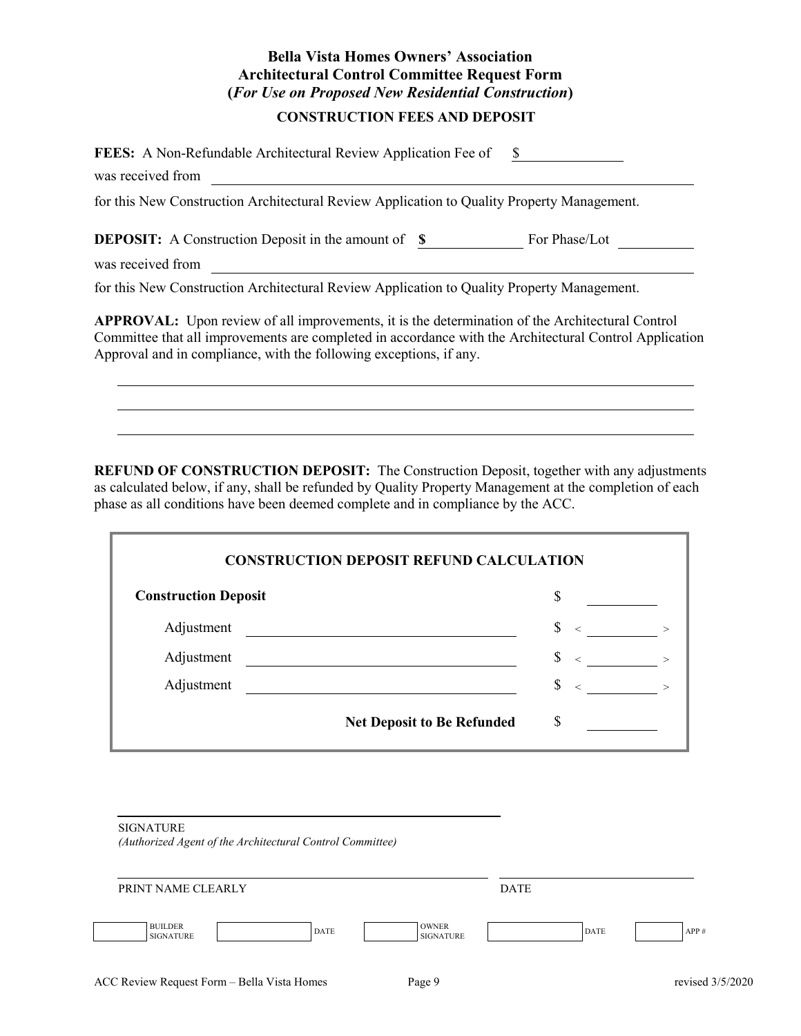**Bella Vista Homes Owners' Association**
**Architectural Control Committee Request Form**
**(*For Use on Proposed New Residential Construction*)**

**CONSTRUCTION FEES AND DEPOSIT**

**FEES:** A Non-Refundable Architectural Review Application Fee of $ ______________

was received from ________________________________________________________________

for this New Construction Architectural Review Application to Quality Property Management.

**DEPOSIT:** A Construction Deposit in the amount of **$** ______________ For Phase/Lot ____________

was received from ________________________________________________________________

for this New Construction Architectural Review Application to Quality Property Management.

**APPROVAL:** Upon review of all improvements, it is the determination of the Architectural Control Committee that all improvements are completed in accordance with the Architectural Control Application Approval and in compliance, with the following exceptions, if any.

________________________________________________________________

________________________________________________________________

________________________________________________________________

**REFUND OF CONSTRUCTION DEPOSIT:** The Construction Deposit, together with any adjustments as calculated below, if any, shall be refunded by Quality Property Management at the completion of each phase as all conditions have been deemed complete and in compliance by the ACC.

**CONSTRUCTION DEPOSIT REFUND CALCULATION**

| | | |
|---|---|---|
| **Construction Deposit** | | $ ________ |
| Adjustment | ______________________ | $ < ________ > |
| Adjustment | ______________________ | $ < ________ > |
| Adjustment | ______________________ | $ < ________ > |
| | **Net Deposit to Be Refunded** | $ ________ |

________________________________________
SIGNATURE
*(Authorized Agent of the Architectural Control Committee)*

________________________________________ ______________________
PRINT NAME CLEARLY DATE

| | | | | | | | | | |
|---|---|---|---|---|---|---|---|---|---|
| | BUILDER SIGNATURE | | DATE | | OWNER SIGNATURE | | DATE | | APP # |